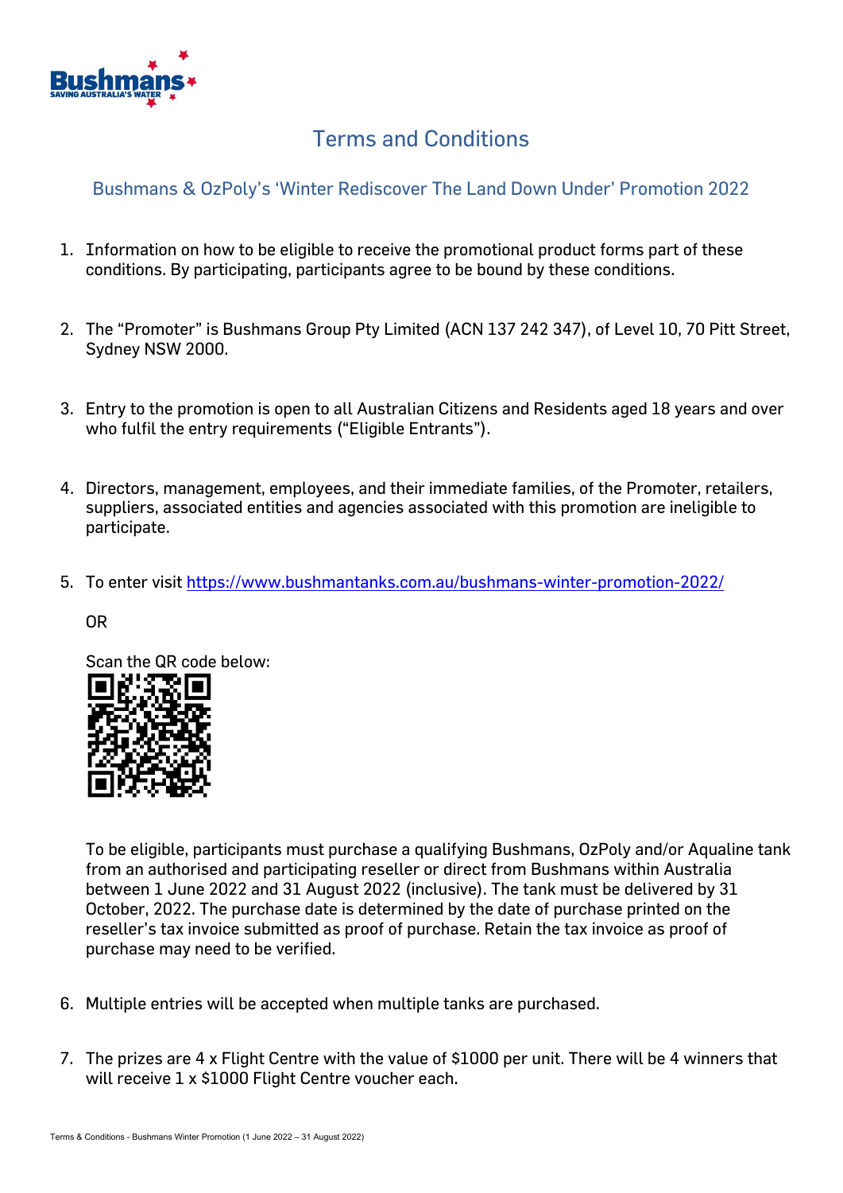# Terms and Conditions

## Bushmans & OzPoly's 'Winter Rediscover The Land Down Under' Promotion 2022

1. Information on how to be eligible to receive the promotional product forms part of these conditions. By participating, participants agree to be bound by these conditions.

2. The "Promoter" is Bushmans Group Pty Limited (ACN 137 242 347), of Level 10, 70 Pitt Street, Sydney NSW 2000.

3. Entry to the promotion is open to all Australian Citizens and Residents aged 18 years and over who fulfil the entry requirements ("Eligible Entrants").

4. Directors, management, employees, and their immediate families, of the Promoter, retailers, suppliers, associated entities and agencies associated with this promotion are ineligible to participate.

5. To enter visit https://www.bushmantanks.com.au/bushmans-winter-promotion-2022/

   OR

   Scan the QR code below:

   To be eligible, participants must purchase a qualifying Bushmans, OzPoly and/or Aqualine tank from an authorised and participating reseller or direct from Bushmans within Australia between 1 June 2022 and 31 August 2022 (inclusive). The tank must be delivered by 31 October, 2022. The purchase date is determined by the date of purchase printed on the reseller's tax invoice submitted as proof of purchase. Retain the tax invoice as proof of purchase may need to be verified.

6. Multiple entries will be accepted when multiple tanks are purchased.

7. The prizes are 4 x Flight Centre with the value of $1000 per unit. There will be 4 winners that will receive 1 x $1000 Flight Centre voucher each.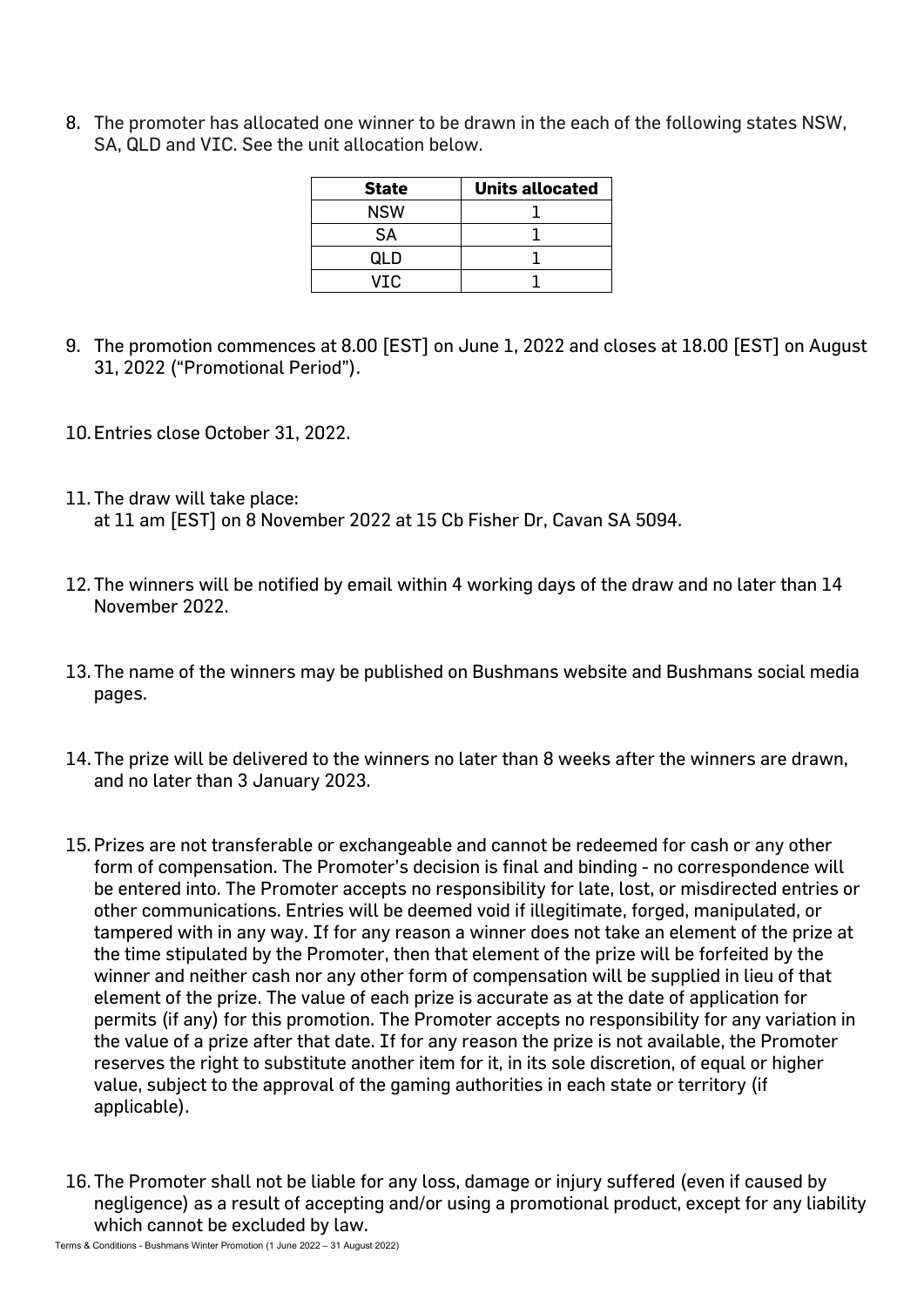8. The promoter has allocated one winner to be drawn in the each of the following states NSW, SA, QLD and VIC. See the unit allocation below.

| State | Units allocated |
|---|---|
| NSW | 1 |
| SA | 1 |
| QLD | 1 |
| VIC | 1 |

9. The promotion commences at 8.00 [EST] on June 1, 2022 and closes at 18.00 [EST] on August 31, 2022 ("Promotional Period").

10. Entries close October 31, 2022.

11. The draw will take place:
    at 11 am [EST] on 8 November 2022 at 15 Cb Fisher Dr, Cavan SA 5094.

12. The winners will be notified by email within 4 working days of the draw and no later than 14 November 2022.

13. The name of the winners may be published on Bushmans website and Bushmans social media pages.

14. The prize will be delivered to the winners no later than 8 weeks after the winners are drawn, and no later than 3 January 2023.

15. Prizes are not transferable or exchangeable and cannot be redeemed for cash or any other form of compensation. The Promoter's decision is final and binding - no correspondence will be entered into. The Promoter accepts no responsibility for late, lost, or misdirected entries or other communications. Entries will be deemed void if illegitimate, forged, manipulated, or tampered with in any way. If for any reason a winner does not take an element of the prize at the time stipulated by the Promoter, then that element of the prize will be forfeited by the winner and neither cash nor any other form of compensation will be supplied in lieu of that element of the prize. The value of each prize is accurate as at the date of application for permits (if any) for this promotion. The Promoter accepts no responsibility for any variation in the value of a prize after that date. If for any reason the prize is not available, the Promoter reserves the right to substitute another item for it, in its sole discretion, of equal or higher value, subject to the approval of the gaming authorities in each state or territory (if applicable).

16. The Promoter shall not be liable for any loss, damage or injury suffered (even if caused by negligence) as a result of accepting and/or using a promotional product, except for any liability which cannot be excluded by law.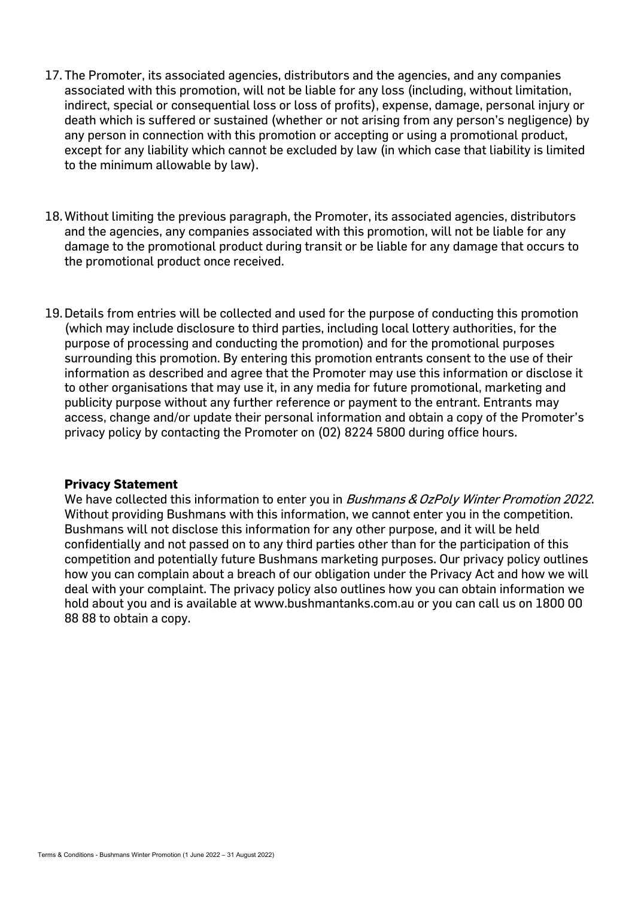17. The Promoter, its associated agencies, distributors and the agencies, and any companies associated with this promotion, will not be liable for any loss (including, without limitation, indirect, special or consequential loss or loss of profits), expense, damage, personal injury or death which is suffered or sustained (whether or not arising from any person's negligence) by any person in connection with this promotion or accepting or using a promotional product, except for any liability which cannot be excluded by law (in which case that liability is limited to the minimum allowable by law).

18. Without limiting the previous paragraph, the Promoter, its associated agencies, distributors and the agencies, any companies associated with this promotion, will not be liable for any damage to the promotional product during transit or be liable for any damage that occurs to the promotional product once received.

19. Details from entries will be collected and used for the purpose of conducting this promotion (which may include disclosure to third parties, including local lottery authorities, for the purpose of processing and conducting the promotion) and for the promotional purposes surrounding this promotion. By entering this promotion entrants consent to the use of their information as described and agree that the Promoter may use this information or disclose it to other organisations that may use it, in any media for future promotional, marketing and publicity purpose without any further reference or payment to the entrant. Entrants may access, change and/or update their personal information and obtain a copy of the Promoter's privacy policy by contacting the Promoter on (02) 8224 5800 during office hours.

**Privacy Statement**

We have collected this information to enter you in *Bushmans & OzPoly Winter Promotion 2022*. Without providing Bushmans with this information, we cannot enter you in the competition. Bushmans will not disclose this information for any other purpose, and it will be held confidentially and not passed on to any third parties other than for the participation of this competition and potentially future Bushmans marketing purposes. Our privacy policy outlines how you can complain about a breach of our obligation under the Privacy Act and how we will deal with your complaint. The privacy policy also outlines how you can obtain information we hold about you and is available at www.bushmantanks.com.au or you can call us on 1800 00 88 88 to obtain a copy.